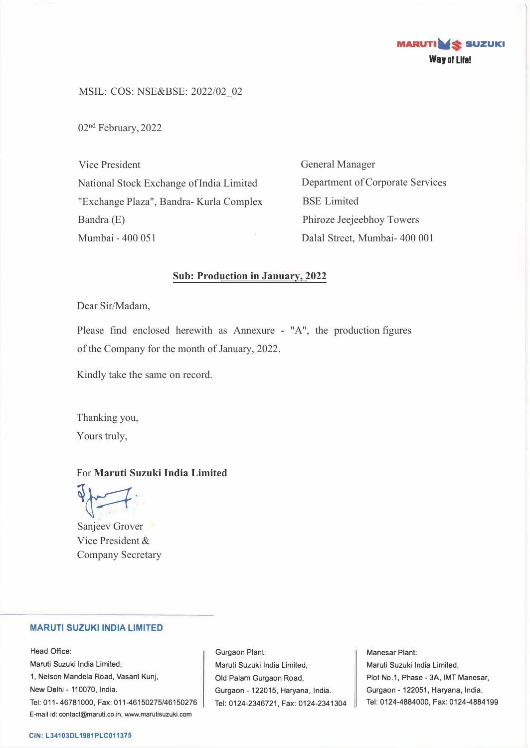MARUTI SUZUKI
Way of Life!

MSIL: COS: NSE&BSE: 2022/02_02

02nd February, 2022

Vice President
National Stock Exchange of India Limited
"Exchange Plaza", Bandra- Kurla Complex
Bandra (E)
Mumbai - 400 051

General Manager
Department of Corporate Services
BSE Limited
Phiroze Jeejeebhoy Towers
Dalal Street, Mumbai- 400 001

**Sub: Production in January, 2022**

Dear Sir/Madam,

Please find enclosed herewith as Annexure - "A", the production figures of the Company for the month of January, 2022.

Kindly take the same on record.

Thanking you,
Yours truly,

For **Maruti Suzuki India Limited**

Sanjeev Grover
Vice President &
Company Secretary

**MARUTI SUZUKI INDIA LIMITED**

Head Office:
Maruti Suzuki India Limited,
1, Nelson Mandela Road, Vasant Kunj,
New Delhi - 110070, India.
Tel: 011- 46781000, Fax: 011-46150275/46150276
E-mail id: contact@maruti.co.in, www.marutisuzuki.com

Gurgaon Plant:
Maruti Suzuki India Limited,
Old Palam Gurgaon Road,
Gurgaon - 122015, Haryana, India.
Tel: 0124-2346721, Fax: 0124-2341304

Manesar Plant:
Maruti Suzuki India Limited,
Plot No.1, Phase - 3A, IMT Manesar,
Gurgaon - 122051, Haryana, India.
Tel: 0124-4884000, Fax: 0124-4884199

CIN: L34103DL1981PLC011375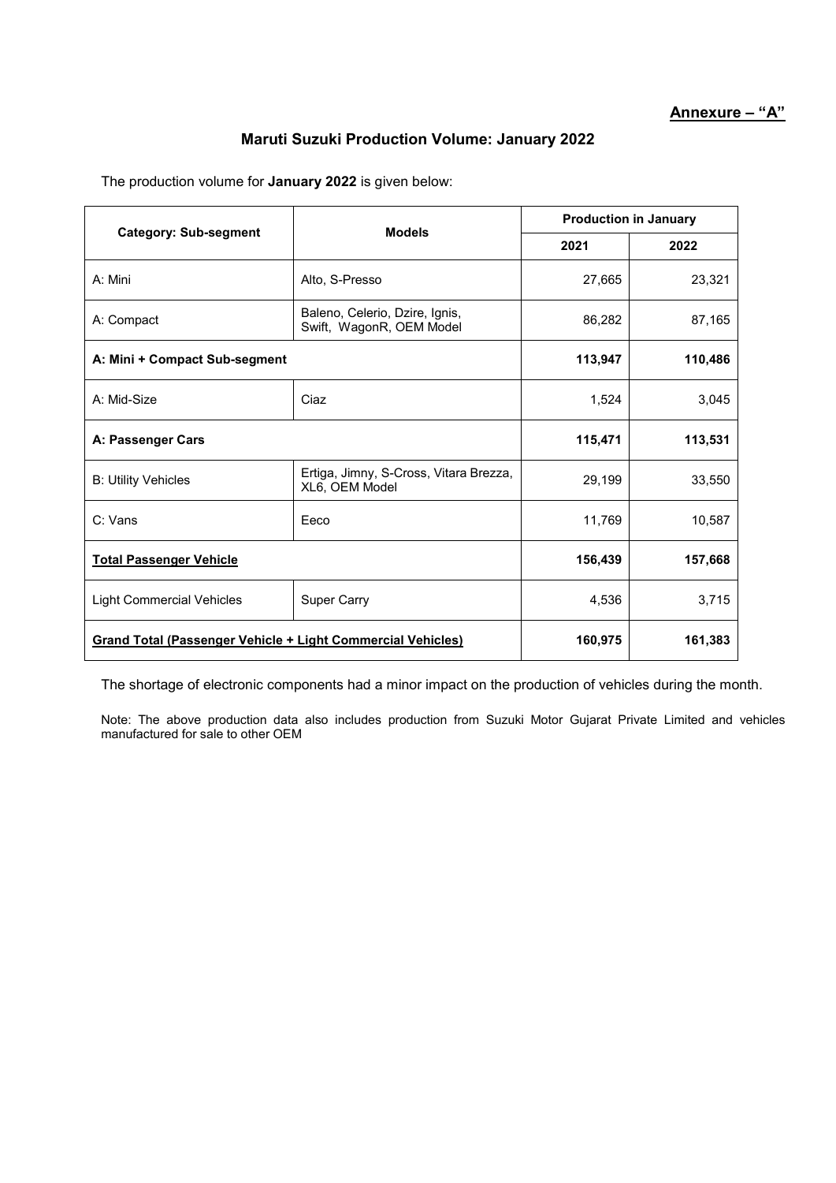**Annexure – "A"**

## Maruti Suzuki Production Volume: January 2022

The production volume for **January 2022** is given below:

| Category: Sub-segment | Models | Production in January | |
|---|---|---|---|
| | | 2021 | 2022 |
| A: Mini | Alto, S-Presso | 27,665 | 23,321 |
| A: Compact | Baleno, Celerio, Dzire, Ignis, Swift, WagonR, OEM Model | 86,282 | 87,165 |
| **A: Mini + Compact Sub-segment** | | **113,947** | **110,486** |
| A: Mid-Size | Ciaz | 1,524 | 3,045 |
| **A: Passenger Cars** | | **115,471** | **113,531** |
| B: Utility Vehicles | Ertiga, Jimny, S-Cross, Vitara Brezza, XL6, OEM Model | 29,199 | 33,550 |
| C: Vans | Eeco | 11,769 | 10,587 |
| **Total Passenger Vehicle** | | **156,439** | **157,668** |
| Light Commercial Vehicles | Super Carry | 4,536 | 3,715 |
| **Grand Total (Passenger Vehicle + Light Commercial Vehicles)** | | **160,975** | **161,383** |

The shortage of electronic components had a minor impact on the production of vehicles during the month.

Note: The above production data also includes production from Suzuki Motor Gujarat Private Limited and vehicles manufactured for sale to other OEM